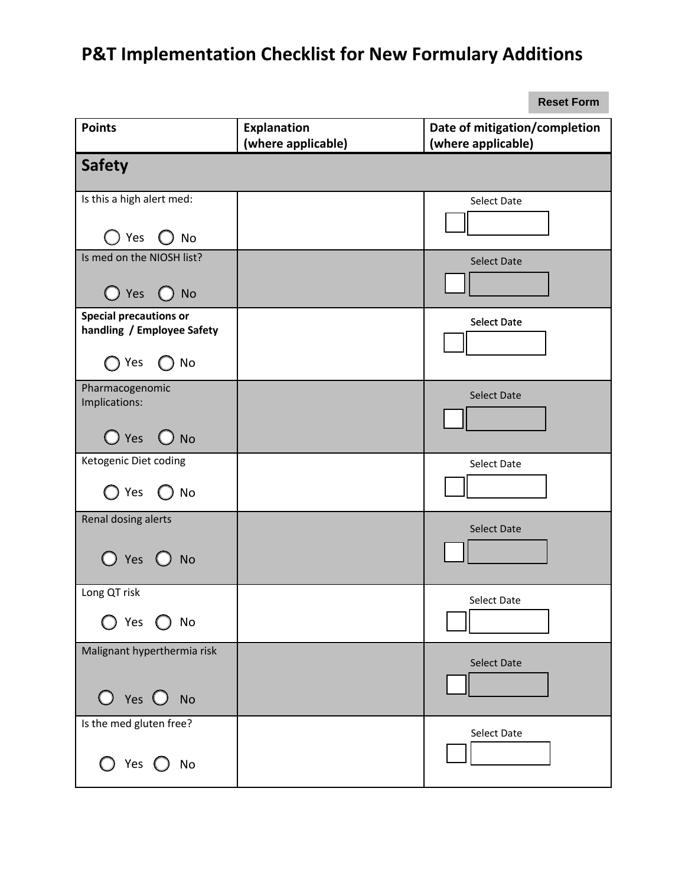# P&T Implementation Checklist for New Formulary Additions

Reset Form

| Points | Explanation (where applicable) | Date of mitigation/completion (where applicable) |
|---|---|---|
| **Safety** | | |
| Is this a high alert med: ◯ Yes ◯ No | | Select Date ☐ |
| Is med on the NIOSH list? ◯ Yes ◯ No | | Select Date ☐ |
| **Special precautions or handling / Employee Safety** ◯ Yes ◯ No | | Select Date ☐ |
| Pharmacogenomic Implications: ◯ Yes ◯ No | | Select Date ☐ |
| Ketogenic Diet coding ◯ Yes ◯ No | | Select Date ☐ |
| Renal dosing alerts ◯ Yes ◯ No | | Select Date ☐ |
| Long QT risk ◯ Yes ◯ No | | Select Date ☐ |
| Malignant hyperthermia risk ◯ Yes ◯ No | | Select Date ☐ |
| Is the med gluten free? ◯ Yes ◯ No | | Select Date ☐ |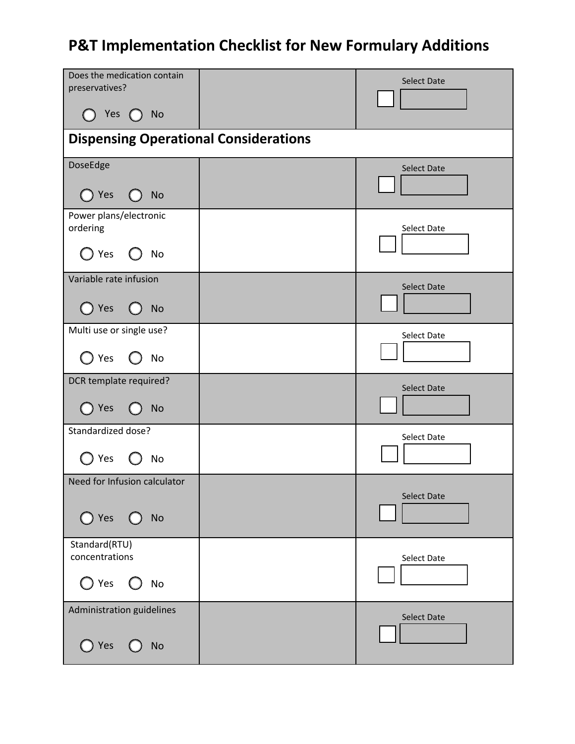# P&T Implementation Checklist for New Formulary Additions

| | | |
|---|---|---|
| Does the medication contain preservatives?<br><br>◯ Yes ◯ No | | Select Date<br>☐ |
| **Dispensing Operational Considerations** | | |
| DoseEdge<br><br>◯ Yes ◯ No | | Select Date<br>☐ |
| Power plans/electronic ordering<br><br>◯ Yes ◯ No | | Select Date<br>☐ |
| Variable rate infusion<br><br>◯ Yes ◯ No | | Select Date<br>☐ |
| Multi use or single use?<br><br>◯ Yes ◯ No | | Select Date<br>☐ |
| DCR template required?<br><br>◯ Yes ◯ No | | Select Date<br>☐ |
| Standardized dose?<br><br>◯ Yes ◯ No | | Select Date<br>☐ |
| Need for Infusion calculator<br><br>◯ Yes ◯ No | | Select Date<br>☐ |
| Standard(RTU) concentrations<br><br>◯ Yes ◯ No | | Select Date<br>☐ |
| Administration guidelines<br><br>◯ Yes ◯ No | | Select Date<br>☐ |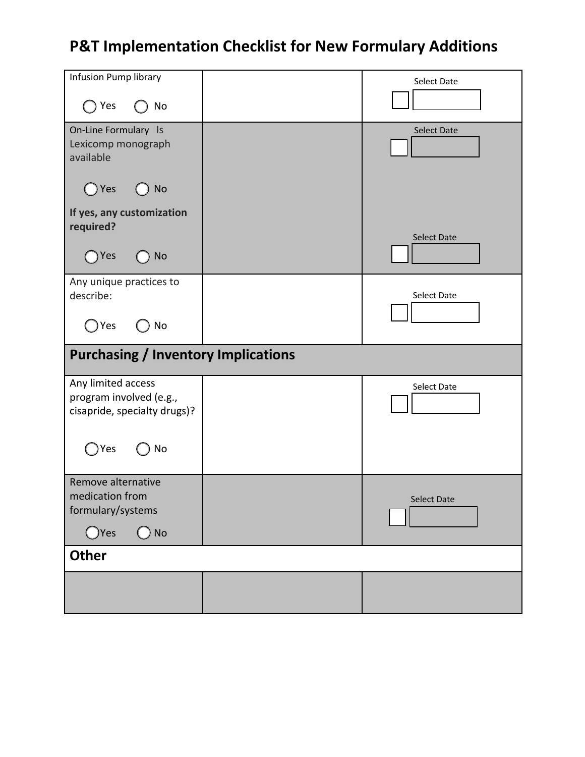# P&T Implementation Checklist for New Formulary Additions

| | | |
|---|---|---|
| Infusion Pump library<br><br>◯ Yes ◯ No | | Select Date<br>☐ |
| On-Line Formulary Is Lexicomp monograph available<br><br>◯ Yes ◯ No<br><br>**If yes, any customization required?**<br><br>◯ Yes ◯ No | | Select Date<br>☐<br><br>Select Date<br>☐ |
| Any unique practices to describe:<br><br>◯ Yes ◯ No | | Select Date<br>☐ |
| **Purchasing / Inventory Implications** | | |
| Any limited access program involved (e.g., cisapride, specialty drugs)?<br><br>◯ Yes ◯ No | | Select Date<br>☐ |
| Remove alternative medication from formulary/systems<br><br>◯ Yes ◯ No | | Select Date<br>☐ |
| **Other** | | |
| | | |